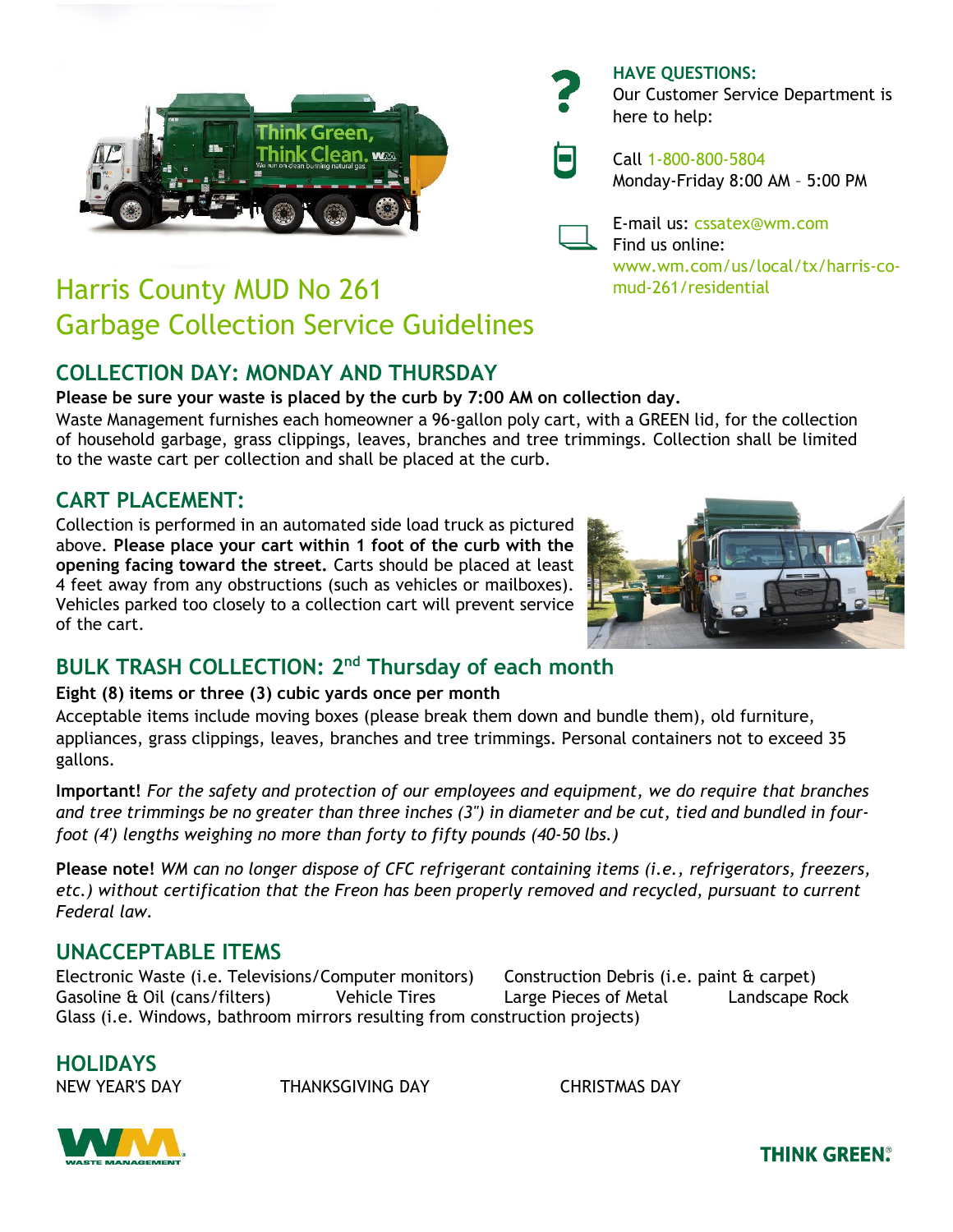**HAVE QUESTIONS:**
Our Customer Service Department is here to help:

Call 1-800-800-5804
Monday-Friday 8:00 AM – 5:00 PM

E-mail us: cssatex@wm.com
Find us online:
www.wm.com/us/local/tx/harris-co-mud-261/residential

# Harris County MUD No 261
# Garbage Collection Service Guidelines

## COLLECTION DAY: MONDAY AND THURSDAY

**Please be sure your waste is placed by the curb by 7:00 AM on collection day.**
Waste Management furnishes each homeowner a 96-gallon poly cart, with a GREEN lid, for the collection of household garbage, grass clippings, leaves, branches and tree trimmings. Collection shall be limited to the waste cart per collection and shall be placed at the curb.

## CART PLACEMENT:

Collection is performed in an automated side load truck as pictured above. **Please place your cart within 1 foot of the curb with the opening facing toward the street.** Carts should be placed at least 4 feet away from any obstructions (such as vehicles or mailboxes). Vehicles parked too closely to a collection cart will prevent service of the cart.

## BULK TRASH COLLECTION: 2nd Thursday of each month

**Eight (8) items or three (3) cubic yards once per month**
Acceptable items include moving boxes (please break them down and bundle them), old furniture, appliances, grass clippings, leaves, branches and tree trimmings. Personal containers not to exceed 35 gallons.

**Important!** *For the safety and protection of our employees and equipment, we do require that branches and tree trimmings be no greater than three inches (3") in diameter and be cut, tied and bundled in four-foot (4') lengths weighing no more than forty to fifty pounds (40-50 lbs.)*

**Please note!** *WM can no longer dispose of CFC refrigerant containing items (i.e., refrigerators, freezers, etc.) without certification that the Freon has been properly removed and recycled, pursuant to current Federal law.*

## UNACCEPTABLE ITEMS

Electronic Waste (i.e. Televisions/Computer monitors)
Construction Debris (i.e. paint & carpet)
Gasoline & Oil (cans/filters)
Vehicle Tires
Large Pieces of Metal
Landscape Rock
Glass (i.e. Windows, bathroom mirrors resulting from construction projects)

## HOLIDAYS

NEW YEAR'S DAY
THANKSGIVING DAY
CHRISTMAS DAY

WASTE MANAGEMENT

THINK GREEN.®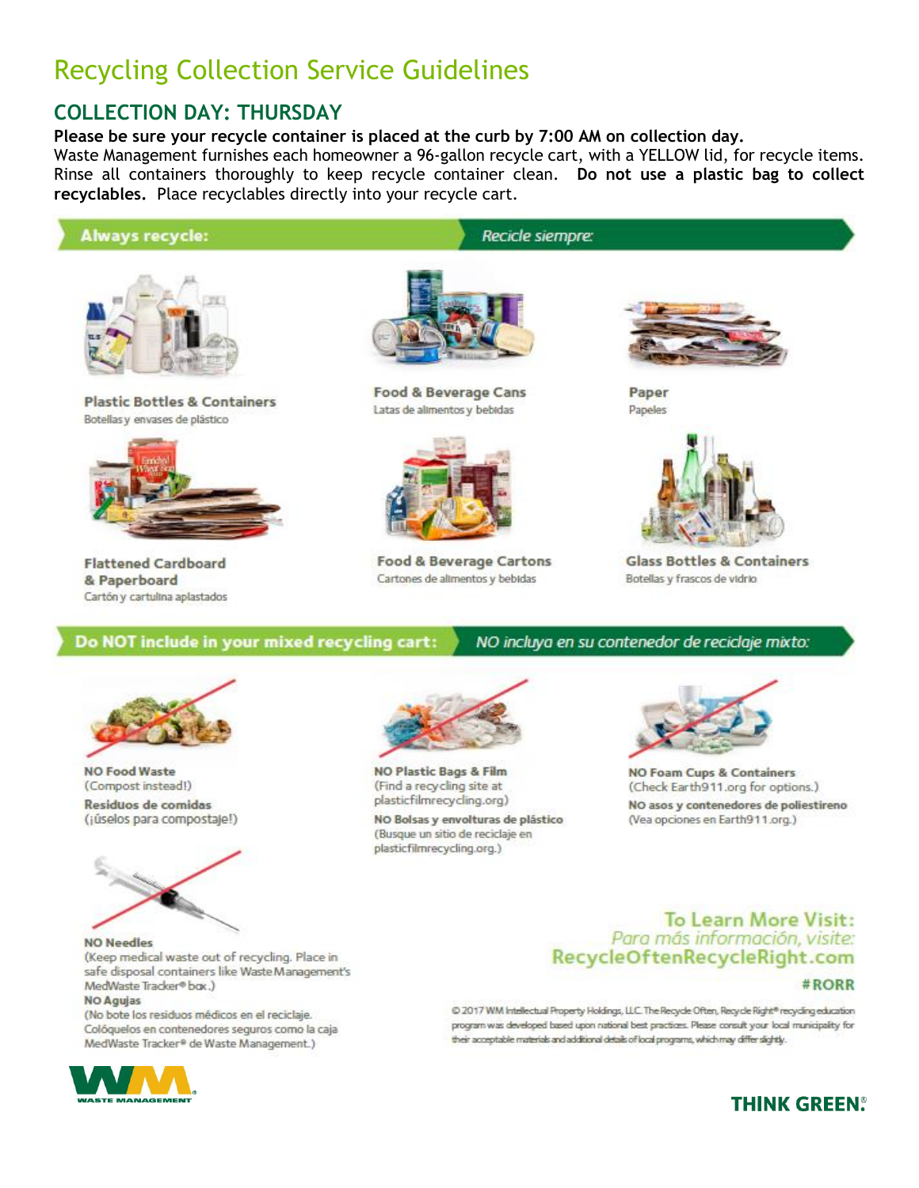# Recycling Collection Service Guidelines

## COLLECTION DAY: THURSDAY

**Please be sure your recycle container is placed at the curb by 7:00 AM on collection day.**
Waste Management furnishes each homeowner a 96-gallon recycle cart, with a YELLOW lid, for recycle items. Rinse all containers thoroughly to keep recycle container clean. **Do not use a plastic bag to collect recyclables.** Place recyclables directly into your recycle cart.

### Always recycle: *Recicle siempre:*

- **Plastic Bottles & Containers**
  Botellas y envases de plástico
- **Food & Beverage Cans**
  Latas de alimentos y bebidas
- **Paper**
  Papeles
- **Flattened Cardboard & Paperboard**
  Cartón y cartulina aplastados
- **Food & Beverage Cartons**
  Cartones de alimentos y bebidas
- **Glass Bottles & Containers**
  Botellas y frascos de vidrio

### Do NOT include in your mixed recycling cart: *NO incluya en su contenedor de reciclaje mixto:*

- **NO Food Waste**
  (Compost instead!)
  **Residuos de comidas**
  (¡úselos para compostaje!)
- **NO Plastic Bags & Film**
  (Find a recycling site at plasticfilmrecycling.org)
  **NO Bolsas y envolturas de plástico**
  (Busque un sitio de reciclaje en plasticfilmrecycling.org.)
- **NO Foam Cups & Containers**
  (Check Earth911.org for options.)
  **NO asos y contenedores de poliestireno**
  (Vea opciones en Earth911.org.)
- **NO Needles**
  (Keep medical waste out of recycling. Place in safe disposal containers like Waste Management's MedWaste Tracker® box.)
  **NO Agujas**
  (No bote los residuos médicos en el reciclaje. Colóquelos en contenedores seguros como la caja MedWaste Tracker® de Waste Management.)

**To Learn More Visit:**
*Para más información, visite:*
**RecycleOftenRecycleRight.com**

**#RORR**

© 2017 WM Intellectual Property Holdings, LLC. The Recycle Often, Recycle Right® recycling education program was developed based upon national best practices. Please consult your local municipality for their acceptable materials and additional details of local programs, which may differ slightly.

WM WASTE MANAGEMENT

THINK GREEN.®